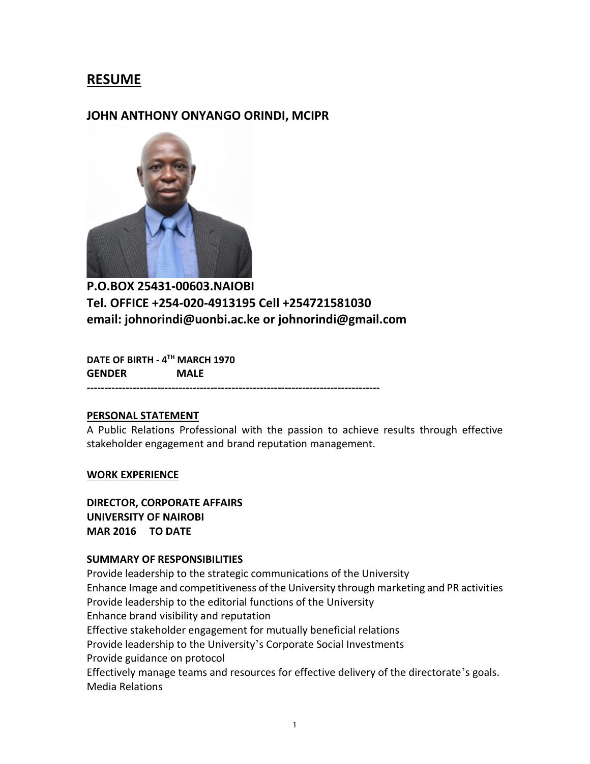# RESUME

## JOHN ANTHONY ONYANGO ORINDI, MCIPR

**P.O.BOX 25431-00603.NAIOBI**
**Tel. OFFICE +254-020-4913195 Cell +254721581030**
**email: johnorindi@uonbi.ac.ke or johnorindi@gmail.com**

**DATE OF BIRTH - 4TH MARCH 1970**
**GENDER MALE**

---

**PERSONAL STATEMENT**

A Public Relations Professional with the passion to achieve results through effective stakeholder engagement and brand reputation management.

**WORK EXPERIENCE**

**DIRECTOR, CORPORATE AFFAIRS**
**UNIVERSITY OF NAIROBI**
**MAR 2016 TO DATE**

**SUMMARY OF RESPONSIBILITIES**

Provide leadership to the strategic communications of the University
Enhance Image and competitiveness of the University through marketing and PR activities
Provide leadership to the editorial functions of the University
Enhance brand visibility and reputation
Effective stakeholder engagement for mutually beneficial relations
Provide leadership to the University's Corporate Social Investments
Provide guidance on protocol
Effectively manage teams and resources for effective delivery of the directorate's goals.
Media Relations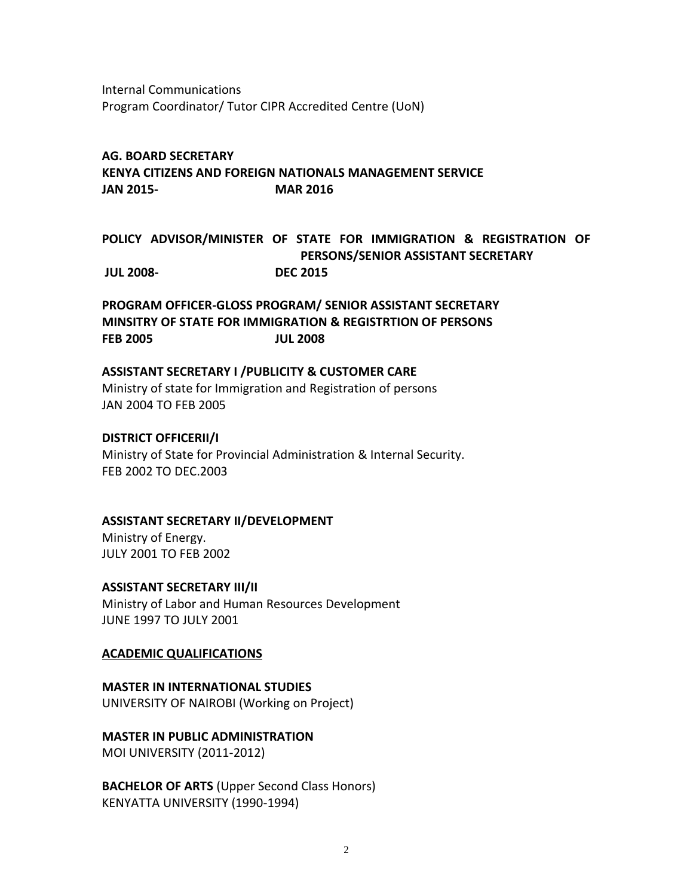Internal Communications
Program Coordinator/ Tutor CIPR Accredited Centre (UoN)

**AG. BOARD SECRETARY**
**KENYA CITIZENS AND FOREIGN NATIONALS MANAGEMENT SERVICE**
**JAN 2015- MAR 2016**

**POLICY ADVISOR/MINISTER OF STATE FOR IMMIGRATION & REGISTRATION OF PERSONS/SENIOR ASSISTANT SECRETARY**
**JUL 2008- DEC 2015**

**PROGRAM OFFICER-GLOSS PROGRAM/ SENIOR ASSISTANT SECRETARY**
**MINSITRY OF STATE FOR IMMIGRATION & REGISTRTION OF PERSONS**
**FEB 2005 JUL 2008**

**ASSISTANT SECRETARY I /PUBLICITY & CUSTOMER CARE**
Ministry of state for Immigration and Registration of persons
JAN 2004 TO FEB 2005

**DISTRICT OFFICERII/I**
Ministry of State for Provincial Administration & Internal Security.
FEB 2002 TO DEC.2003

**ASSISTANT SECRETARY II/DEVELOPMENT**
Ministry of Energy.
JULY 2001 TO FEB 2002

**ASSISTANT SECRETARY III/II**
Ministry of Labor and Human Resources Development
JUNE 1997 TO JULY 2001

## ACADEMIC QUALIFICATIONS

**MASTER IN INTERNATIONAL STUDIES**
UNIVERSITY OF NAIROBI (Working on Project)

**MASTER IN PUBLIC ADMINISTRATION**
MOI UNIVERSITY (2011-2012)

**BACHELOR OF ARTS** (Upper Second Class Honors)
KENYATTA UNIVERSITY (1990-1994)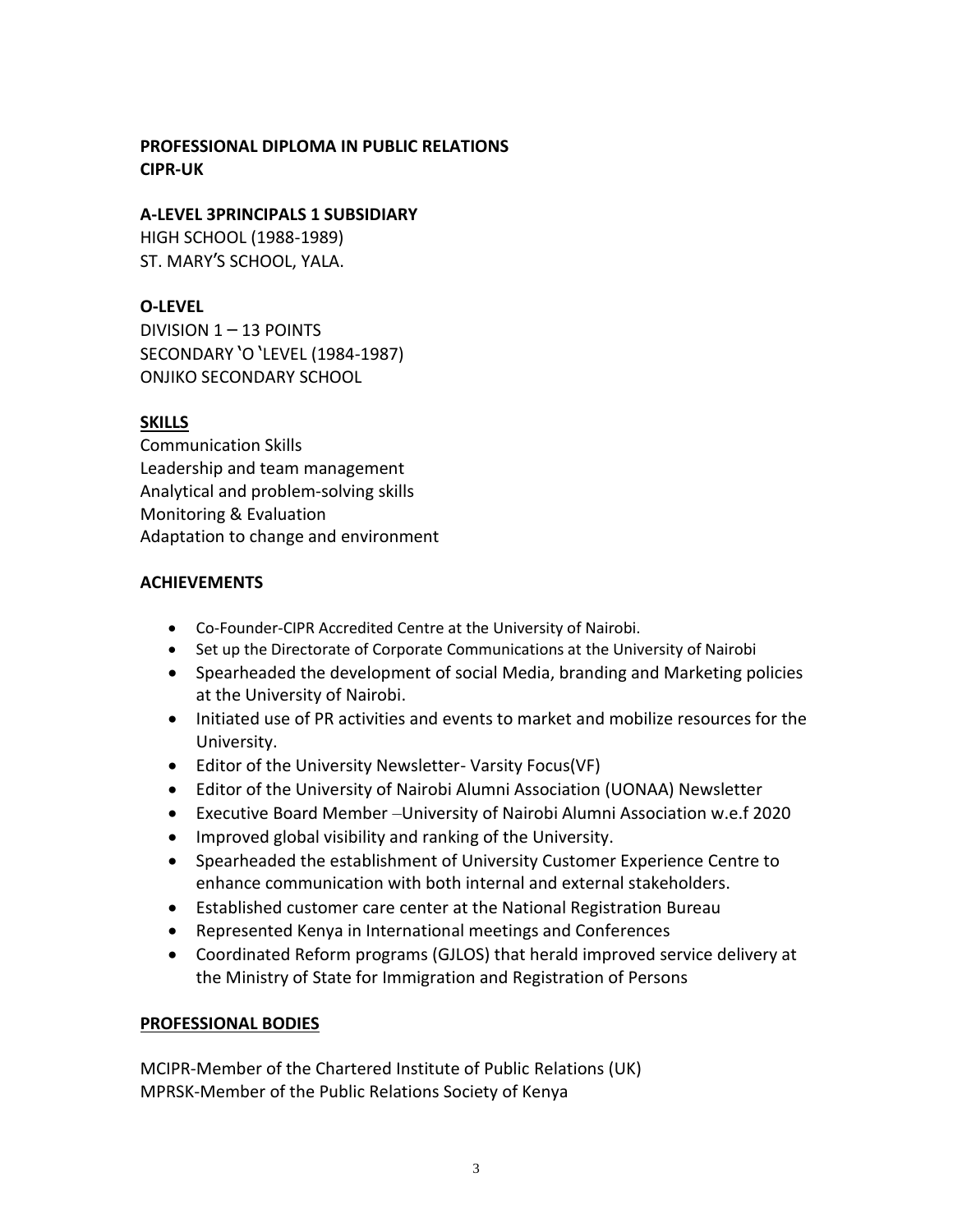**PROFESSIONAL DIPLOMA IN PUBLIC RELATIONS**
**CIPR-UK**

**A-LEVEL 3PRINCIPALS 1 SUBSIDIARY**
HIGH SCHOOL (1988-1989)
ST. MARY'S SCHOOL, YALA.

**O-LEVEL**
DIVISION 1 – 13 POINTS
SECONDARY �witO ‛LEVEL (1984-1987)
ONJIKO SECONDARY SCHOOL

## SKILLS

Communication Skills
Leadership and team management
Analytical and problem-solving skills
Monitoring & Evaluation
Adaptation to change and environment

## ACHIEVEMENTS

- Co-Founder-CIPR Accredited Centre at the University of Nairobi.
- Set up the Directorate of Corporate Communications at the University of Nairobi
- Spearheaded the development of social Media, branding and Marketing policies at the University of Nairobi.
- Initiated use of PR activities and events to market and mobilize resources for the University.
- Editor of the University Newsletter- Varsity Focus(VF)
- Editor of the University of Nairobi Alumni Association (UONAA) Newsletter
- Executive Board Member –University of Nairobi Alumni Association w.e.f 2020
- Improved global visibility and ranking of the University.
- Spearheaded the establishment of University Customer Experience Centre to enhance communication with both internal and external stakeholders.
- Established customer care center at the National Registration Bureau
- Represented Kenya in International meetings and Conferences
- Coordinated Reform programs (GJLOS) that herald improved service delivery at the Ministry of State for Immigration and Registration of Persons

## PROFESSIONAL BODIES

MCIPR-Member of the Chartered Institute of Public Relations (UK)
MPRSK-Member of the Public Relations Society of Kenya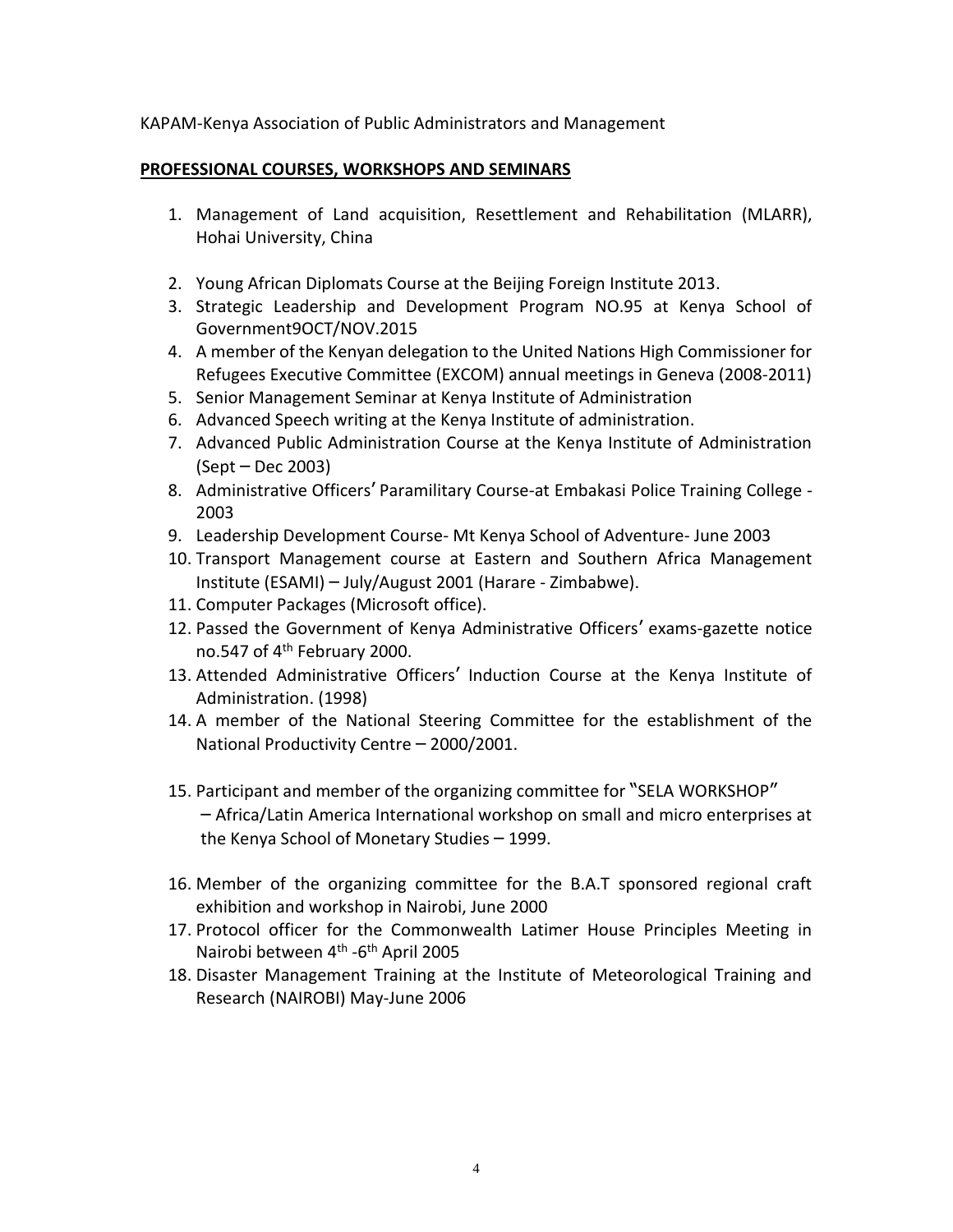KAPAM-Kenya Association of Public Administrators and Management

**PROFESSIONAL COURSES, WORKSHOPS AND SEMINARS**

1. Management of Land acquisition, Resettlement and Rehabilitation (MLARR), Hohai University, China
2. Young African Diplomats Course at the Beijing Foreign Institute 2013.
3. Strategic Leadership and Development Program NO.95 at Kenya School of Government9OCT/NOV.2015
4. A member of the Kenyan delegation to the United Nations High Commissioner for Refugees Executive Committee (EXCOM) annual meetings in Geneva (2008-2011)
5. Senior Management Seminar at Kenya Institute of Administration
6. Advanced Speech writing at the Kenya Institute of administration.
7. Advanced Public Administration Course at the Kenya Institute of Administration (Sept – Dec 2003)
8. Administrative Officers' Paramilitary Course-at Embakasi Police Training College - 2003
9. Leadership Development Course- Mt Kenya School of Adventure- June 2003
10. Transport Management course at Eastern and Southern Africa Management Institute (ESAMI) – July/August 2001 (Harare - Zimbabwe).
11. Computer Packages (Microsoft office).
12. Passed the Government of Kenya Administrative Officers' exams-gazette notice no.547 of 4th February 2000.
13. Attended Administrative Officers' Induction Course at the Kenya Institute of Administration. (1998)
14. A member of the National Steering Committee for the establishment of the National Productivity Centre – 2000/2001.
15. Participant and member of the organizing committee for "SELA WORKSHOP" – Africa/Latin America International workshop on small and micro enterprises at the Kenya School of Monetary Studies – 1999.
16. Member of the organizing committee for the B.A.T sponsored regional craft exhibition and workshop in Nairobi, June 2000
17. Protocol officer for the Commonwealth Latimer House Principles Meeting in Nairobi between 4th -6th April 2005
18. Disaster Management Training at the Institute of Meteorological Training and Research (NAIROBI) May-June 2006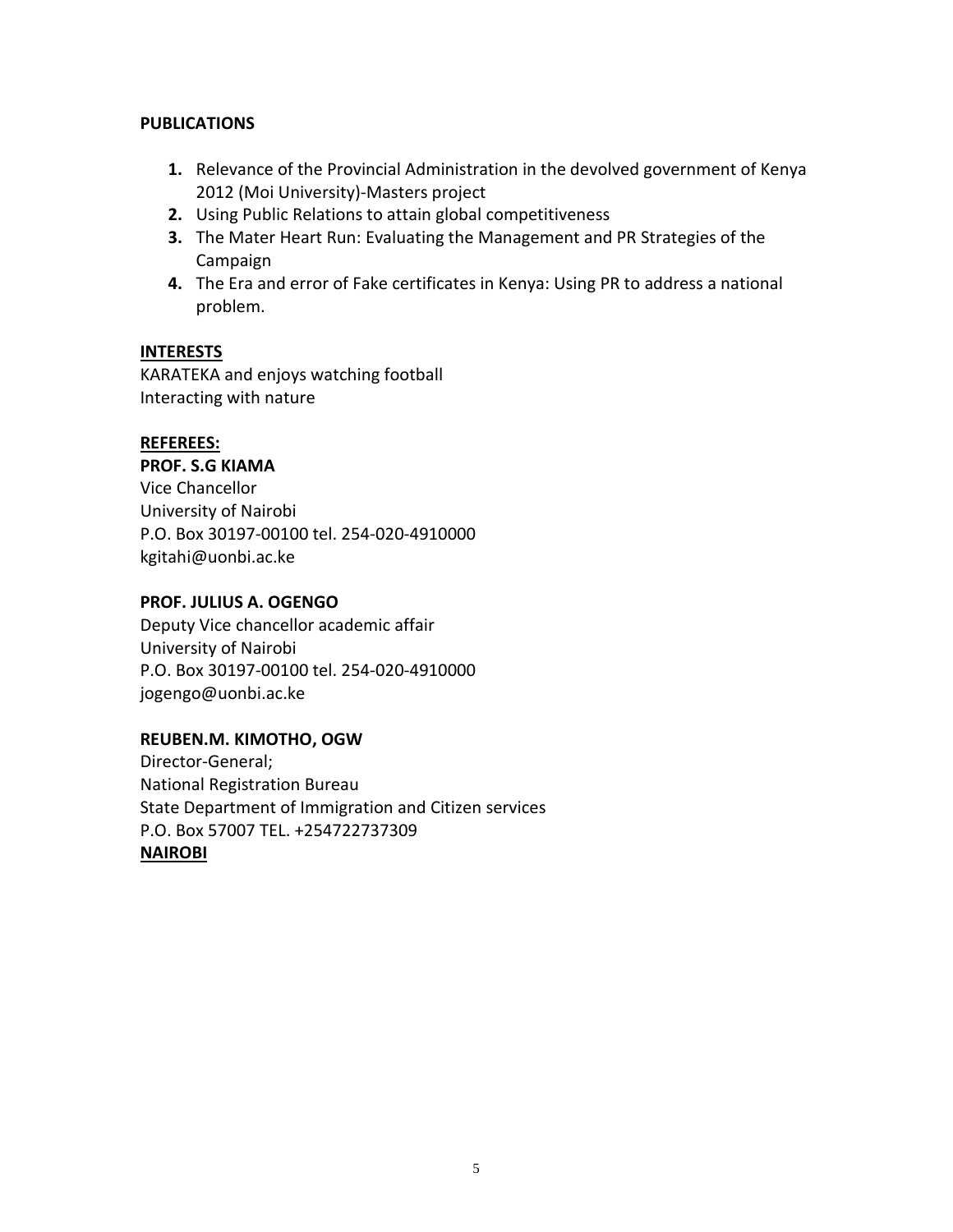**PUBLICATIONS**

1. Relevance of the Provincial Administration in the devolved government of Kenya 2012 (Moi University)-Masters project
2. Using Public Relations to attain global competitiveness
3. The Mater Heart Run: Evaluating the Management and PR Strategies of the Campaign
4. The Era and error of Fake certificates in Kenya: Using PR to address a national problem.

**INTERESTS**

KARATEKA and enjoys watching football
Interacting with nature

**REFEREES:**

**PROF. S.G KIAMA**
Vice Chancellor
University of Nairobi
P.O. Box 30197-00100 tel. 254-020-4910000
kgitahi@uonbi.ac.ke

**PROF. JULIUS A. OGENGO**
Deputy Vice chancellor academic affair
University of Nairobi
P.O. Box 30197-00100 tel. 254-020-4910000
jogengo@uonbi.ac.ke

**REUBEN.M. KIMOTHO, OGW**
Director-General;
National Registration Bureau
State Department of Immigration and Citizen services
P.O. Box 57007 TEL. +254722737309
**NAIROBI**